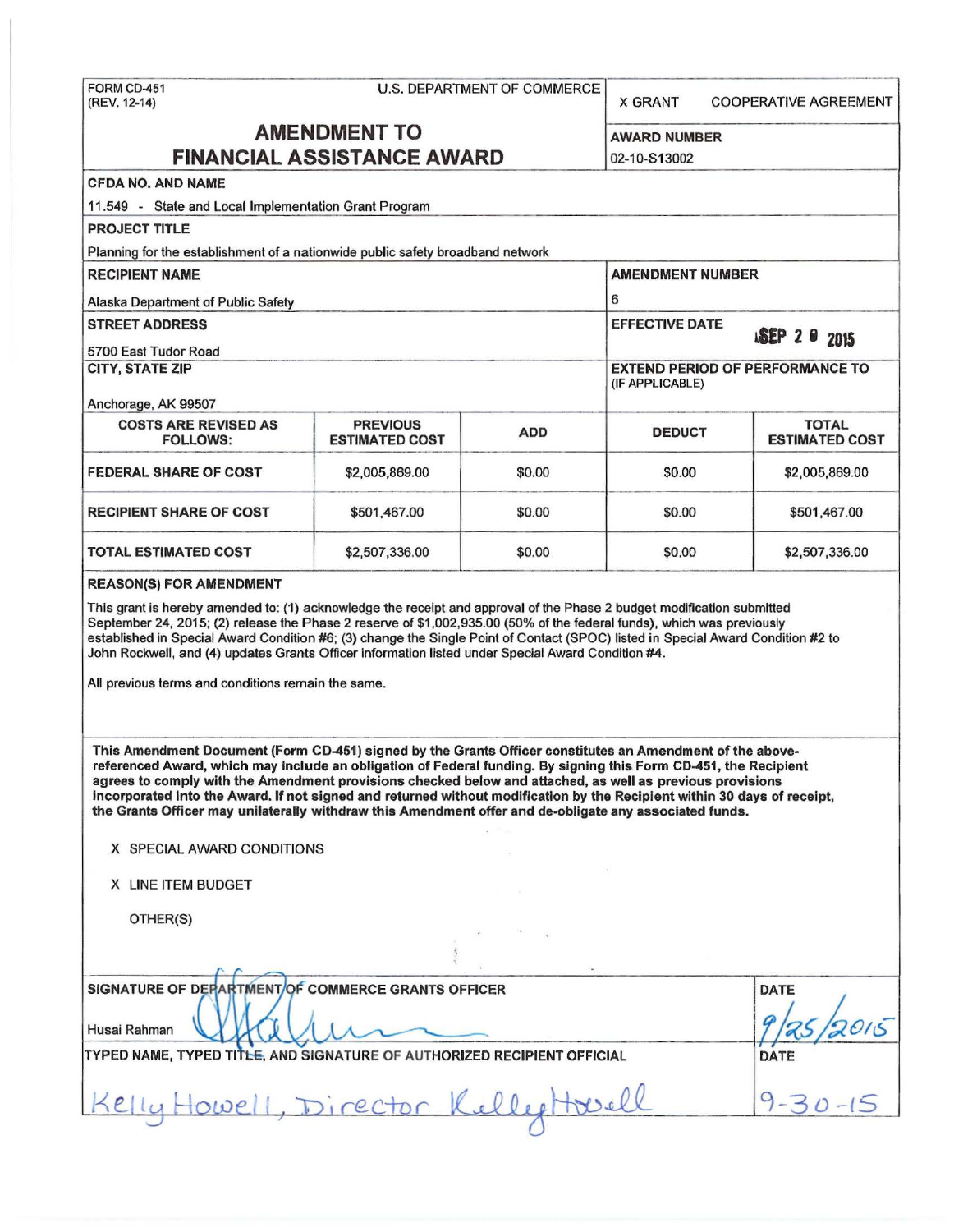FORM CD-451
(REV. 12-14)

U.S. DEPARTMENT OF COMMERCE

X GRANT    COOPERATIVE AGREEMENT

# AMENDMENT TO FINANCIAL ASSISTANCE AWARD

**AWARD NUMBER**

02-10-S13002

**CFDA NO. AND NAME**

11.549 - State and Local Implementation Grant Program

**PROJECT TITLE**

Planning for the establishment of a nationwide public safety broadband network

**RECIPIENT NAME**

Alaska Department of Public Safety

**AMENDMENT NUMBER**

6

**STREET ADDRESS**

5700 East Tudor Road

**EFFECTIVE DATE**

SEP 2 9 2015

**CITY, STATE ZIP**

Anchorage, AK 99507

**EXTEND PERIOD OF PERFORMANCE TO (IF APPLICABLE)**

| COSTS ARE REVISED AS FOLLOWS: | PREVIOUS ESTIMATED COST | ADD | DEDUCT | TOTAL ESTIMATED COST |
|---|---|---|---|---|
| FEDERAL SHARE OF COST | $2,005,869.00 | $0.00 | $0.00 | $2,005,869.00 |
| RECIPIENT SHARE OF COST | $501,467.00 | $0.00 | $0.00 | $501,467.00 |
| TOTAL ESTIMATED COST | $2,507,336.00 | $0.00 | $0.00 | $2,507,336.00 |

**REASON(S) FOR AMENDMENT**

This grant is hereby amended to: (1) acknowledge the receipt and approval of the Phase 2 budget modification submitted September 24, 2015; (2) release the Phase 2 reserve of $1,002,935.00 (50% of the federal funds), which was previously established in Special Award Condition #6; (3) change the Single Point of Contact (SPOC) listed in Special Award Condition #2 to John Rockwell, and (4) updates Grants Officer information listed under Special Award Condition #4.

All previous terms and conditions remain the same.

**This Amendment Document (Form CD-451) signed by the Grants Officer constitutes an Amendment of the above-referenced Award, which may include an obligation of Federal funding. By signing this Form CD-451, the Recipient agrees to comply with the Amendment provisions checked below and attached, as well as previous provisions incorporated into the Award. If not signed and returned without modification by the Recipient within 30 days of receipt, the Grants Officer may unilaterally withdraw this Amendment offer and de-obligate any associated funds.**

X SPECIAL AWARD CONDITIONS

X LINE ITEM BUDGET

OTHER(S)

**SIGNATURE OF DEPARTMENT OF COMMERCE GRANTS OFFICER**

Husai Rahman

**DATE**

9/25/2015

**TYPED NAME, TYPED TITLE, AND SIGNATURE OF AUTHORIZED RECIPIENT OFFICIAL**

Kelly Howell, Director

**DATE**

9-30-15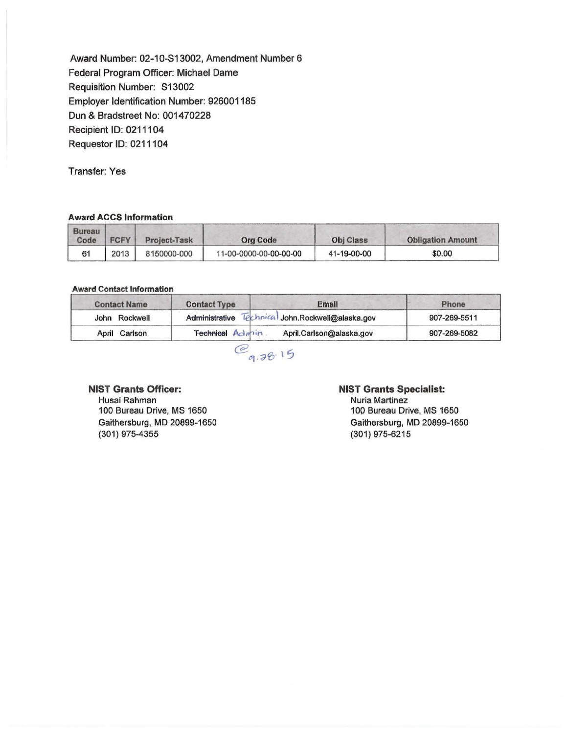Award Number: 02-10-S13002, Amendment Number 6
Federal Program Officer: Michael Dame
Requisition Number: S13002
Employer Identification Number: 926001185
Dun & Bradstreet No: 001470228
Recipient ID: 0211104
Requestor ID: 0211104

Transfer: Yes

**Award ACCS Information**

| Bureau Code | FCFY | Project-Task | Org Code | Obj Class | Obligation Amount |
|---|---|---|---|---|---|
| 61 | 2013 | 8150000-000 | 11-00-0000-00-00-00-00 | 41-19-00-00 | $0.00 |

**Award Contact Information**

| Contact Name | Contact Type | Email | Phone |
|---|---|---|---|
| John Rockwell | ~~Administrative~~ Technical | John.Rockwell@alaska.gov | 907-269-5511 |
| April Carlson | ~~Technical~~ Admin. | April.Carlson@alaska.gov | 907-269-5082 |

@ 9.28.15

**NIST Grants Officer:**
Husai Rahman
100 Bureau Drive, MS 1650
Gaithersburg, MD 20899-1650
(301) 975-4355

**NIST Grants Specialist:**
Nuria Martinez
100 Bureau Drive, MS 1650
Gaithersburg, MD 20899-1650
(301) 975-6215